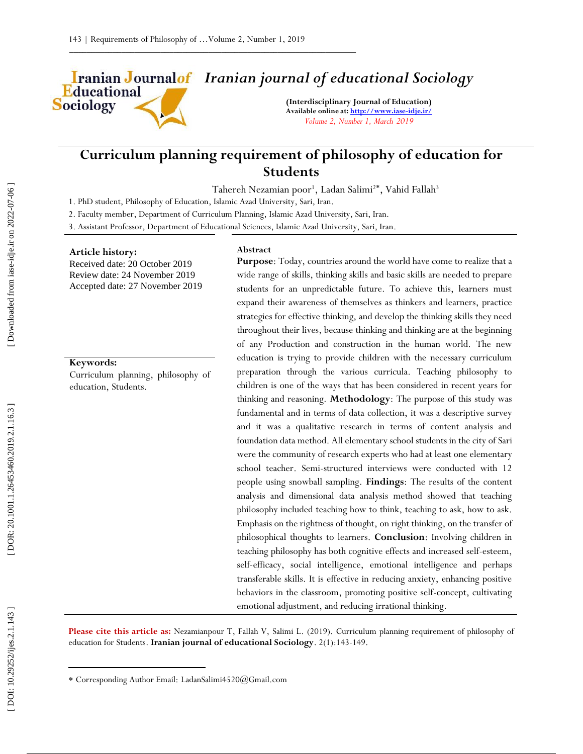# Iranian journal of educational Sociology

**(Interdisciplinary Journal of Education)**
**Available online at: http://www.iase-idje.ir/**
*Volume 2, Number 1, March 2019*

# Curriculum planning requirement of philosophy of education for Students

Tahereh Nezamian poor[1], Ladan Salimi[2*], Vahid Fallah[3]

1. PhD student, Philosophy of Education, Islamic Azad University, Sari, Iran.
2. Faculty member, Department of Curriculum Planning, Islamic Azad University, Sari, Iran.
3. Assistant Professor, Department of Educational Sciences, Islamic Azad University, Sari, Iran.

**Article history:**
Received date: 20 October 2019
Review date: 24 November 2019
Accepted date: 27 November 2019

**Keywords:**
Curriculum planning, philosophy of education, Students.

**Abstract**

**Purpose**: Today, countries around the world have come to realize that a wide range of skills, thinking skills and basic skills are needed to prepare students for an unpredictable future. To achieve this, learners must expand their awareness of themselves as thinkers and learners, practice strategies for effective thinking, and develop the thinking skills they need throughout their lives, because thinking and thinking are at the beginning of any Production and construction in the human world. The new education is trying to provide children with the necessary curriculum preparation through the various curricula. Teaching philosophy to children is one of the ways that has been considered in recent years for thinking and reasoning. **Methodology**: The purpose of this study was fundamental and in terms of data collection, it was a descriptive survey and it was a qualitative research in terms of content analysis and foundation data method. All elementary school students in the city of Sari were the community of research experts who had at least one elementary school teacher. Semi-structured interviews were conducted with 12 people using snowball sampling. **Findings**: The results of the content analysis and dimensional data analysis method showed that teaching philosophy included teaching how to think, teaching to ask, how to ask. Emphasis on the rightness of thought, on right thinking, on the transfer of philosophical thoughts to learners. **Conclusion**: Involving children in teaching philosophy has both cognitive effects and increased self-esteem, self-efficacy, social intelligence, emotional intelligence and perhaps transferable skills. It is effective in reducing anxiety, enhancing positive behaviors in the classroom, promoting positive self-concept, cultivating emotional adjustment, and reducing irrational thinking.

**Please cite this article as:** Nezamianpour T, Fallah V, Salimi L. (2019). Curriculum planning requirement of philosophy of education for Students. **Iranian journal of educational Sociology**. 2(1):143-149.

---

* Corresponding Author Email: LadanSalimi4520@Gmail.com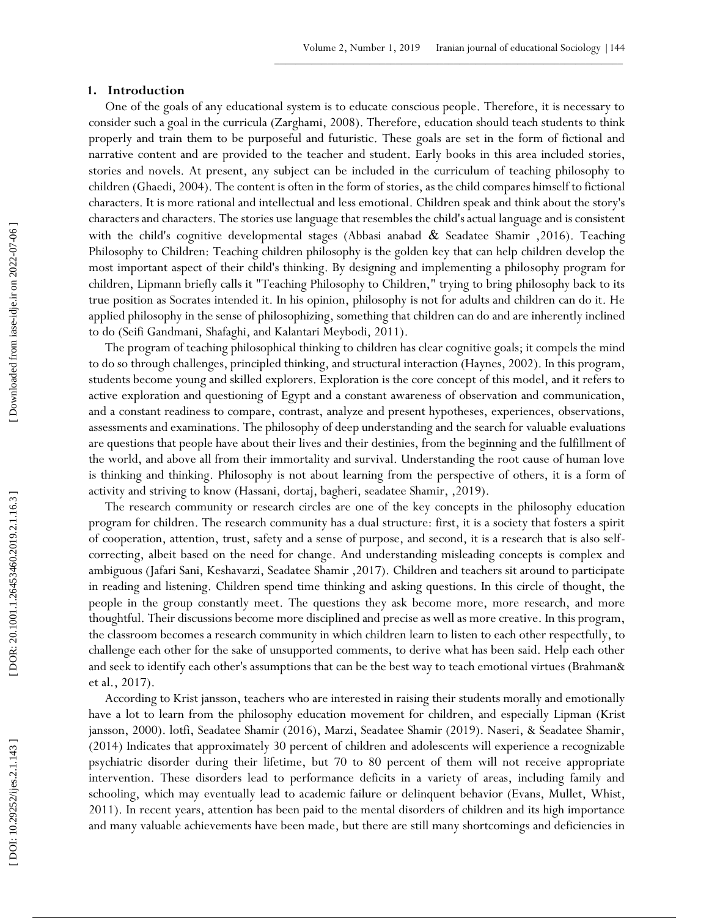## 1. Introduction

One of the goals of any educational system is to educate conscious people. Therefore, it is necessary to consider such a goal in the curricula (Zarghami, 2008). Therefore, education should teach students to think properly and train them to be purposeful and futuristic. These goals are set in the form of fictional and narrative content and are provided to the teacher and student. Early books in this area included stories, stories and novels. At present, any subject can be included in the curriculum of teaching philosophy to children (Ghaedi, 2004). The content is often in the form of stories, as the child compares himself to fictional characters. It is more rational and intellectual and less emotional. Children speak and think about the story's characters and characters. The stories use language that resembles the child's actual language and is consistent with the child's cognitive developmental stages (Abbasi anabad & Seadatee Shamir ,2016). Teaching Philosophy to Children: Teaching children philosophy is the golden key that can help children develop the most important aspect of their child's thinking. By designing and implementing a philosophy program for children, Lipmann briefly calls it "Teaching Philosophy to Children," trying to bring philosophy back to its true position as Socrates intended it. In his opinion, philosophy is not for adults and children can do it. He applied philosophy in the sense of philosophizing, something that children can do and are inherently inclined to do (Seifi Gandmani, Shafaghi, and Kalantari Meybodi, 2011).

The program of teaching philosophical thinking to children has clear cognitive goals; it compels the mind to do so through challenges, principled thinking, and structural interaction (Haynes, 2002). In this program, students become young and skilled explorers. Exploration is the core concept of this model, and it refers to active exploration and questioning of Egypt and a constant awareness of observation and communication, and a constant readiness to compare, contrast, analyze and present hypotheses, experiences, observations, assessments and examinations. The philosophy of deep understanding and the search for valuable evaluations are questions that people have about their lives and their destinies, from the beginning and the fulfillment of the world, and above all from their immortality and survival. Understanding the root cause of human love is thinking and thinking. Philosophy is not about learning from the perspective of others, it is a form of activity and striving to know (Hassani, dortaj, bagheri, seadatee Shamir, ,2019).

The research community or research circles are one of the key concepts in the philosophy education program for children. The research community has a dual structure: first, it is a society that fosters a spirit of cooperation, attention, trust, safety and a sense of purpose, and second, it is a research that is also self-correcting, albeit based on the need for change. And understanding misleading concepts is complex and ambiguous (Jafari Sani, Keshavarzi, Seadatee Shamir ,2017). Children and teachers sit around to participate in reading and listening. Children spend time thinking and asking questions. In this circle of thought, the people in the group constantly meet. The questions they ask become more, more research, and more thoughtful. Their discussions become more disciplined and precise as well as more creative. In this program, the classroom becomes a research community in which children learn to listen to each other respectfully, to challenge each other for the sake of unsupported comments, to derive what has been said. Help each other and seek to identify each other's assumptions that can be the best way to teach emotional virtues (Brahman& et al., 2017).

According to Krist jansson, teachers who are interested in raising their students morally and emotionally have a lot to learn from the philosophy education movement for children, and especially Lipman (Krist jansson, 2000). lotfi, Seadatee Shamir (2016), Marzi, Seadatee Shamir (2019). Naseri, & Seadatee Shamir, (2014) Indicates that approximately 30 percent of children and adolescents will experience a recognizable psychiatric disorder during their lifetime, but 70 to 80 percent of them will not receive appropriate intervention. These disorders lead to performance deficits in a variety of areas, including family and schooling, which may eventually lead to academic failure or delinquent behavior (Evans, Mullet, Whist, 2011). In recent years, attention has been paid to the mental disorders of children and its high importance and many valuable achievements have been made, but there are still many shortcomings and deficiencies in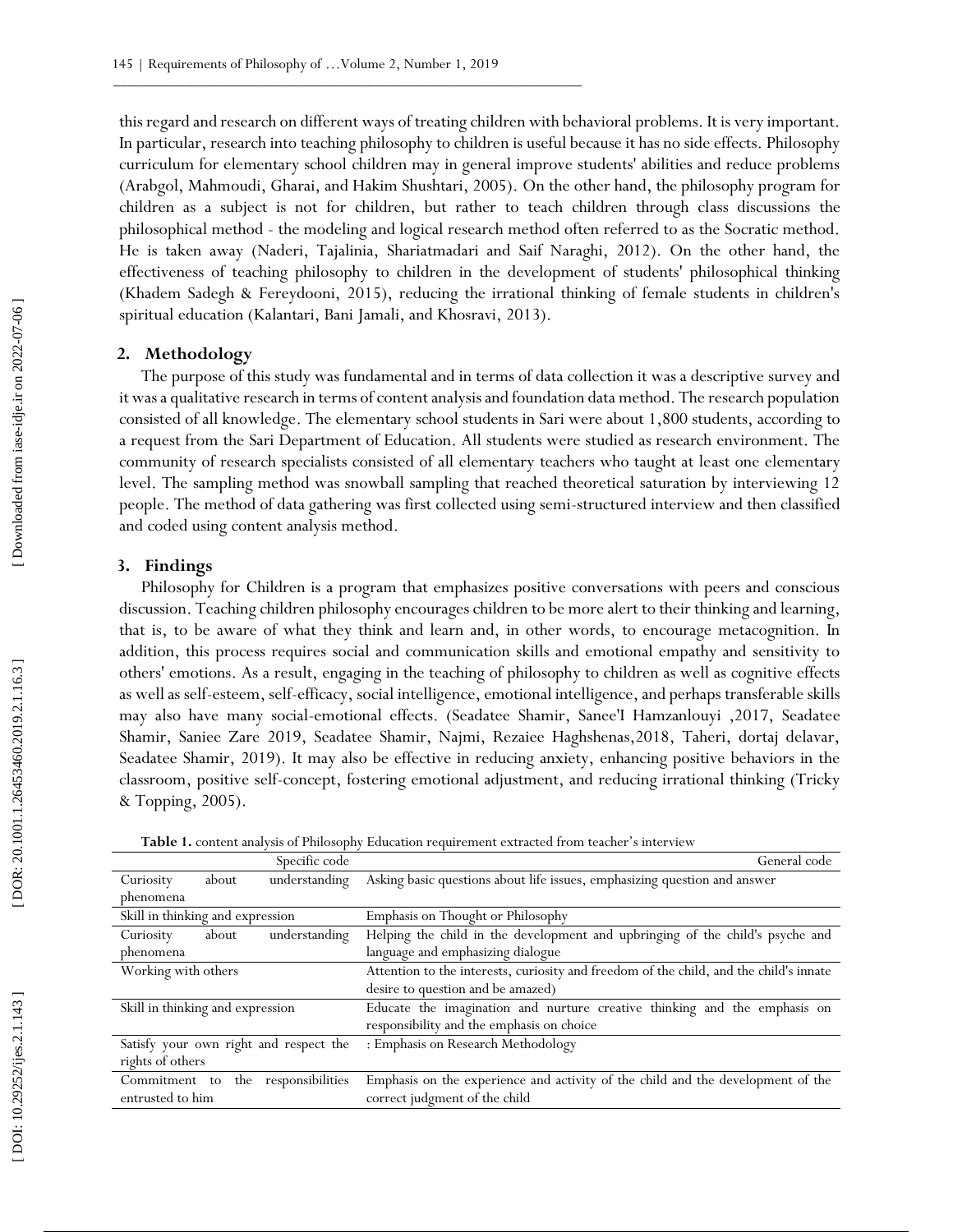this regard and research on different ways of treating children with behavioral problems. It is very important. In particular, research into teaching philosophy to children is useful because it has no side effects. Philosophy curriculum for elementary school children may in general improve students' abilities and reduce problems (Arabgol, Mahmoudi, Gharai, and Hakim Shushtari, 2005). On the other hand, the philosophy program for children as a subject is not for children, but rather to teach children through class discussions the philosophical method - the modeling and logical research method often referred to as the Socratic method. He is taken away (Naderi, Tajalinia, Shariatmadari and Saif Naraghi, 2012). On the other hand, the effectiveness of teaching philosophy to children in the development of students' philosophical thinking (Khadem Sadegh & Fereydooni, 2015), reducing the irrational thinking of female students in children's spiritual education (Kalantari, Bani Jamali, and Khosravi, 2013).

## 2. Methodology

The purpose of this study was fundamental and in terms of data collection it was a descriptive survey and it was a qualitative research in terms of content analysis and foundation data method. The research population consisted of all knowledge. The elementary school students in Sari were about 1,800 students, according to a request from the Sari Department of Education. All students were studied as research environment. The community of research specialists consisted of all elementary teachers who taught at least one elementary level. The sampling method was snowball sampling that reached theoretical saturation by interviewing 12 people. The method of data gathering was first collected using semi-structured interview and then classified and coded using content analysis method.

## 3. Findings

Philosophy for Children is a program that emphasizes positive conversations with peers and conscious discussion. Teaching children philosophy encourages children to be more alert to their thinking and learning, that is, to be aware of what they think and learn and, in other words, to encourage metacognition. In addition, this process requires social and communication skills and emotional empathy and sensitivity to others' emotions. As a result, engaging in the teaching of philosophy to children as well as cognitive effects as well as self-esteem, self-efficacy, social intelligence, emotional intelligence, and perhaps transferable skills may also have many social-emotional effects. (Seadatee Shamir, Sanee'I Hamzanlouyi ,2017, Seadatee Shamir, Saniee Zare 2019, Seadatee Shamir, Najmi, Rezaiee Haghshenas,2018, Taheri, dortaj delavar, Seadatee Shamir, 2019). It may also be effective in reducing anxiety, enhancing positive behaviors in the classroom, positive self-concept, fostering emotional adjustment, and reducing irrational thinking (Tricky & Topping, 2005).

**Table 1.** content analysis of Philosophy Education requirement extracted from teacher's interview

| Specific code | General code |
|---|---|
| Curiosity about understanding phenomena | Asking basic questions about life issues, emphasizing question and answer |
| Skill in thinking and expression | Emphasis on Thought or Philosophy |
| Curiosity about understanding phenomena | Helping the child in the development and upbringing of the child's psyche and language and emphasizing dialogue |
| Working with others | Attention to the interests, curiosity and freedom of the child, and the child's innate desire to question and be amazed) |
| Skill in thinking and expression | Educate the imagination and nurture creative thinking and the emphasis on responsibility and the emphasis on choice |
| Satisfy your own right and respect the rights of others | : Emphasis on Research Methodology |
| Commitment to the responsibilities entrusted to him | Emphasis on the experience and activity of the child and the development of the correct judgment of the child |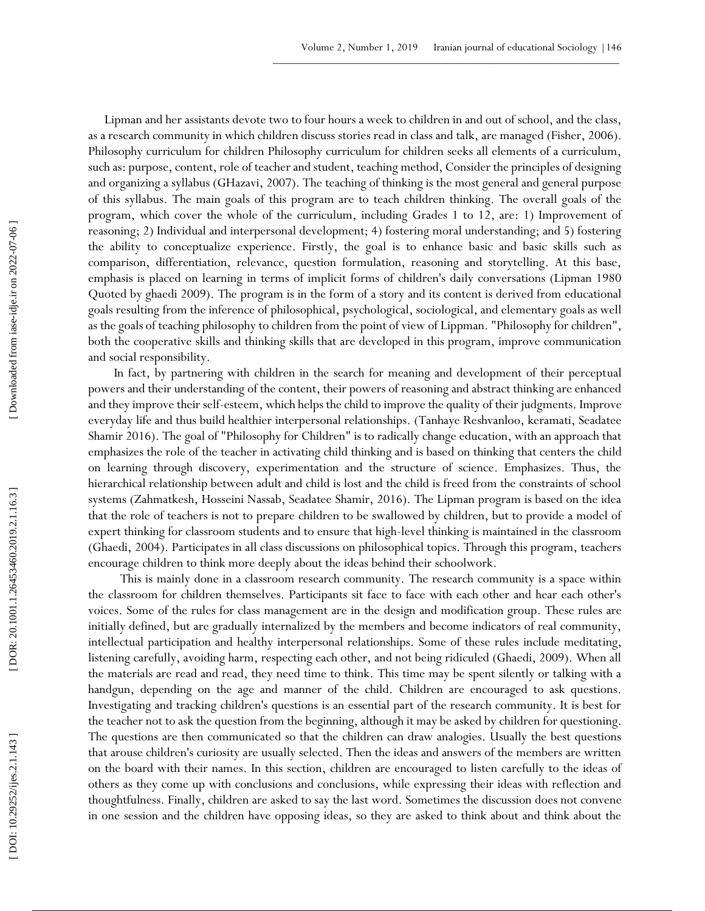Lipman and her assistants devote two to four hours a week to children in and out of school, and the class, as a research community in which children discuss stories read in class and talk, are managed (Fisher, 2006). Philosophy curriculum for children Philosophy curriculum for children seeks all elements of a curriculum, such as: purpose, content, role of teacher and student, teaching method, Consider the principles of designing and organizing a syllabus (GHazavi, 2007). The teaching of thinking is the most general and general purpose of this syllabus. The main goals of this program are to teach children thinking. The overall goals of the program, which cover the whole of the curriculum, including Grades 1 to 12, are: 1) Improvement of reasoning; 2) Individual and interpersonal development; 4) fostering moral understanding; and 5) fostering the ability to conceptualize experience. Firstly, the goal is to enhance basic and basic skills such as comparison, differentiation, relevance, question formulation, reasoning and storytelling. At this base, emphasis is placed on learning in terms of implicit forms of children's daily conversations (Lipman 1980 Quoted by ghaedi 2009). The program is in the form of a story and its content is derived from educational goals resulting from the inference of philosophical, psychological, sociological, and elementary goals as well as the goals of teaching philosophy to children from the point of view of Lippman. "Philosophy for children", both the cooperative skills and thinking skills that are developed in this program, improve communication and social responsibility.

In fact, by partnering with children in the search for meaning and development of their perceptual powers and their understanding of the content, their powers of reasoning and abstract thinking are enhanced and they improve their self-esteem, which helps the child to improve the quality of their judgments. Improve everyday life and thus build healthier interpersonal relationships. (Tanhaye Reshvanloo, keramati, Seadatee Shamir 2016). The goal of "Philosophy for Children" is to radically change education, with an approach that emphasizes the role of the teacher in activating child thinking and is based on thinking that centers the child on learning through discovery, experimentation and the structure of science. Emphasizes. Thus, the hierarchical relationship between adult and child is lost and the child is freed from the constraints of school systems (Zahmatkesh, Hosseini Nassab, Seadatee Shamir, 2016). The Lipman program is based on the idea that the role of teachers is not to prepare children to be swallowed by children, but to provide a model of expert thinking for classroom students and to ensure that high-level thinking is maintained in the classroom (Ghaedi, 2004). Participates in all class discussions on philosophical topics. Through this program, teachers encourage children to think more deeply about the ideas behind their schoolwork.

This is mainly done in a classroom research community. The research community is a space within the classroom for children themselves. Participants sit face to face with each other and hear each other's voices. Some of the rules for class management are in the design and modification group. These rules are initially defined, but are gradually internalized by the members and become indicators of real community, intellectual participation and healthy interpersonal relationships. Some of these rules include meditating, listening carefully, avoiding harm, respecting each other, and not being ridiculed (Ghaedi, 2009). When all the materials are read and read, they need time to think. This time may be spent silently or talking with a handgun, depending on the age and manner of the child. Children are encouraged to ask questions. Investigating and tracking children's questions is an essential part of the research community. It is best for the teacher not to ask the question from the beginning, although it may be asked by children for questioning. The questions are then communicated so that the children can draw analogies. Usually the best questions that arouse children's curiosity are usually selected. Then the ideas and answers of the members are written on the board with their names. In this section, children are encouraged to listen carefully to the ideas of others as they come up with conclusions and conclusions, while expressing their ideas with reflection and thoughtfulness. Finally, children are asked to say the last word. Sometimes the discussion does not convene in one session and the children have opposing ideas, so they are asked to think about and think about the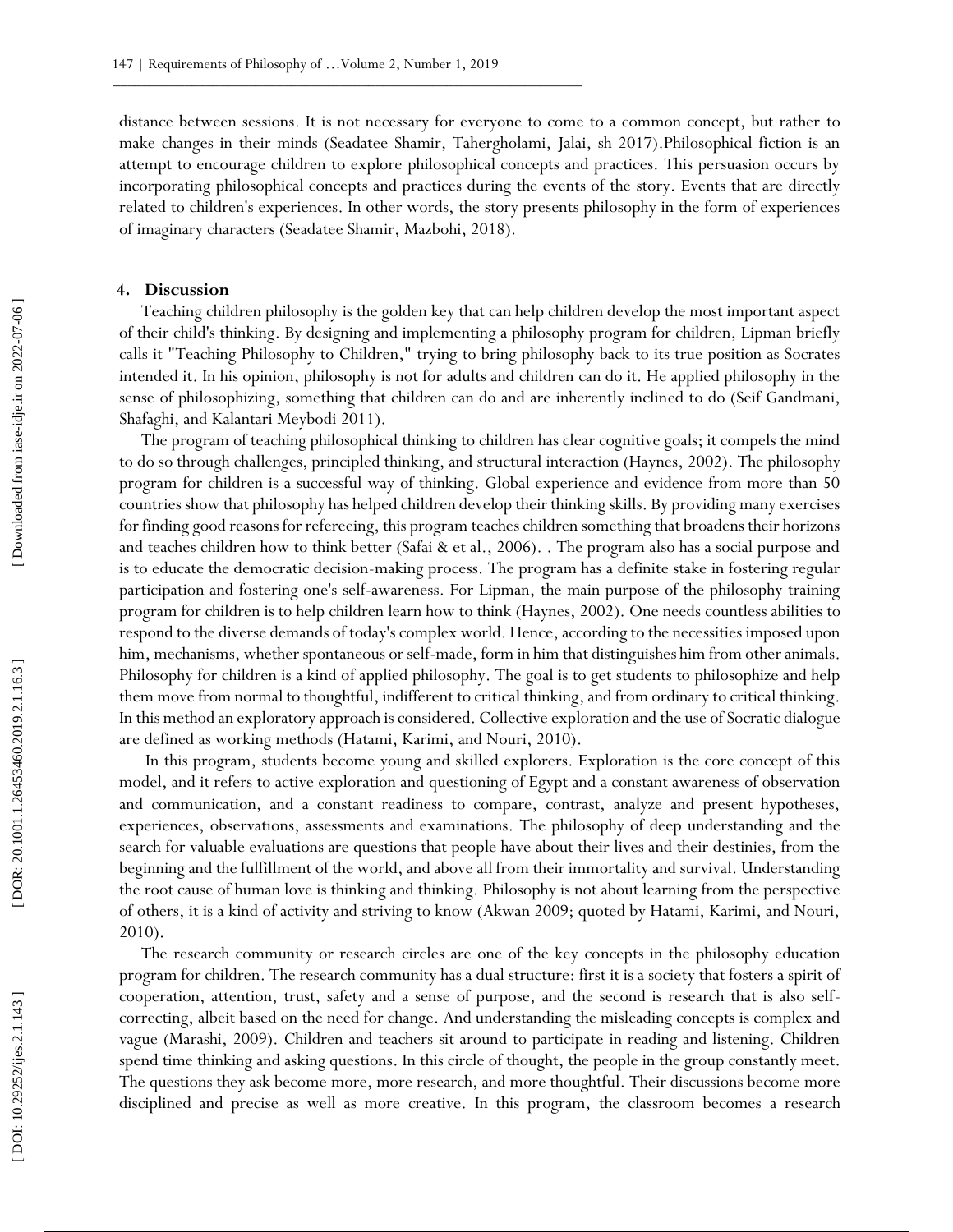distance between sessions. It is not necessary for everyone to come to a common concept, but rather to make changes in their minds (Seadatee Shamir, Tahergholami, Jalai, sh 2017).Philosophical fiction is an attempt to encourage children to explore philosophical concepts and practices. This persuasion occurs by incorporating philosophical concepts and practices during the events of the story. Events that are directly related to children's experiences. In other words, the story presents philosophy in the form of experiences of imaginary characters (Seadatee Shamir, Mazbohi, 2018).

## 4. Discussion

Teaching children philosophy is the golden key that can help children develop the most important aspect of their child's thinking. By designing and implementing a philosophy program for children, Lipman briefly calls it "Teaching Philosophy to Children," trying to bring philosophy back to its true position as Socrates intended it. In his opinion, philosophy is not for adults and children can do it. He applied philosophy in the sense of philosophizing, something that children can do and are inherently inclined to do (Seif Gandmani, Shafaghi, and Kalantari Meybodi 2011).

The program of teaching philosophical thinking to children has clear cognitive goals; it compels the mind to do so through challenges, principled thinking, and structural interaction (Haynes, 2002). The philosophy program for children is a successful way of thinking. Global experience and evidence from more than 50 countries show that philosophy has helped children develop their thinking skills. By providing many exercises for finding good reasons for refereeing, this program teaches children something that broadens their horizons and teaches children how to think better (Safai & et al., 2006). . The program also has a social purpose and is to educate the democratic decision-making process. The program has a definite stake in fostering regular participation and fostering one's self-awareness. For Lipman, the main purpose of the philosophy training program for children is to help children learn how to think (Haynes, 2002). One needs countless abilities to respond to the diverse demands of today's complex world. Hence, according to the necessities imposed upon him, mechanisms, whether spontaneous or self-made, form in him that distinguishes him from other animals. Philosophy for children is a kind of applied philosophy. The goal is to get students to philosophize and help them move from normal to thoughtful, indifferent to critical thinking, and from ordinary to critical thinking. In this method an exploratory approach is considered. Collective exploration and the use of Socratic dialogue are defined as working methods (Hatami, Karimi, and Nouri, 2010).

In this program, students become young and skilled explorers. Exploration is the core concept of this model, and it refers to active exploration and questioning of Egypt and a constant awareness of observation and communication, and a constant readiness to compare, contrast, analyze and present hypotheses, experiences, observations, assessments and examinations. The philosophy of deep understanding and the search for valuable evaluations are questions that people have about their lives and their destinies, from the beginning and the fulfillment of the world, and above all from their immortality and survival. Understanding the root cause of human love is thinking and thinking. Philosophy is not about learning from the perspective of others, it is a kind of activity and striving to know (Akwan 2009; quoted by Hatami, Karimi, and Nouri, 2010).

The research community or research circles are one of the key concepts in the philosophy education program for children. The research community has a dual structure: first it is a society that fosters a spirit of cooperation, attention, trust, safety and a sense of purpose, and the second is research that is also self-correcting, albeit based on the need for change. And understanding the misleading concepts is complex and vague (Marashi, 2009). Children and teachers sit around to participate in reading and listening. Children spend time thinking and asking questions. In this circle of thought, the people in the group constantly meet. The questions they ask become more, more research, and more thoughtful. Their discussions become more disciplined and precise as well as more creative. In this program, the classroom becomes a research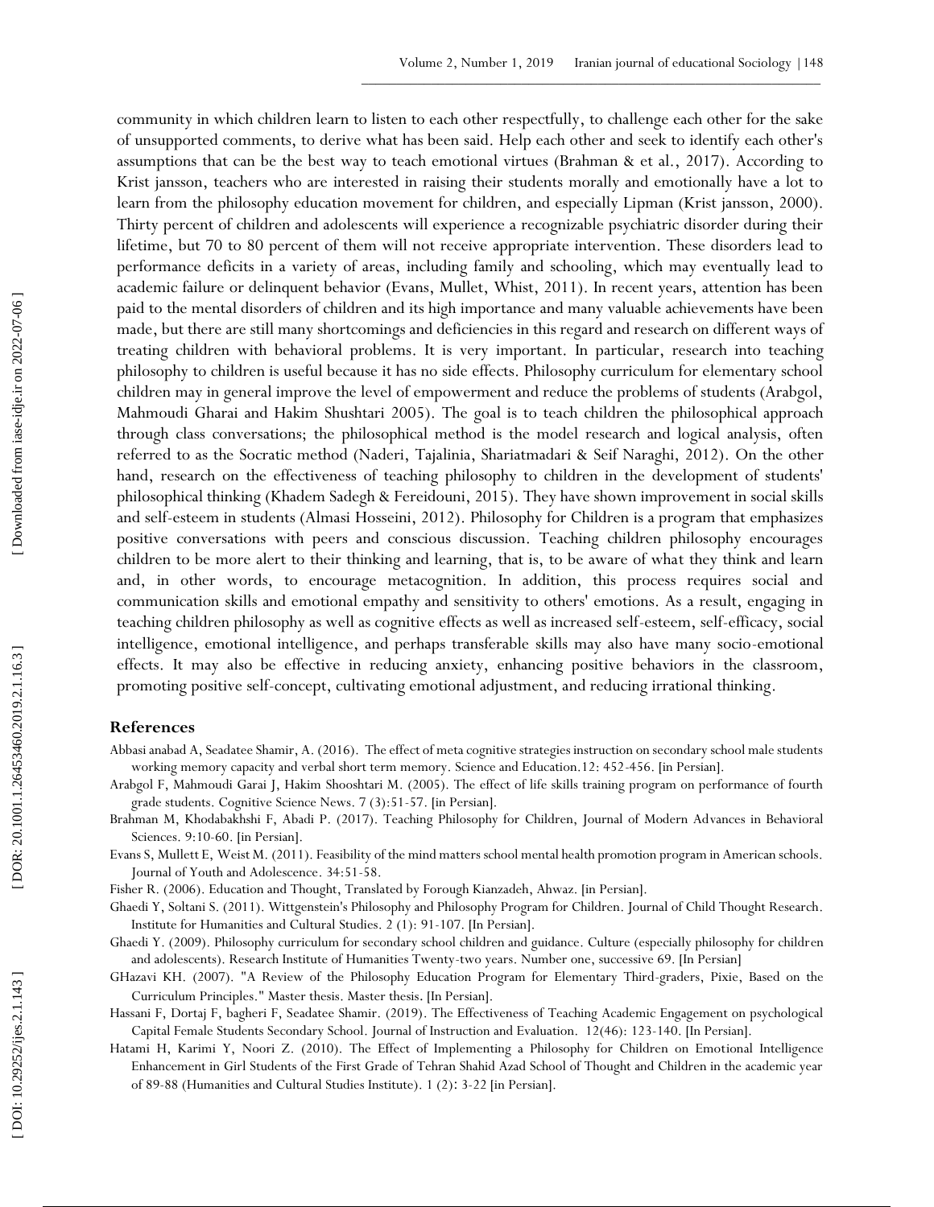community in which children learn to listen to each other respectfully, to challenge each other for the sake of unsupported comments, to derive what has been said. Help each other and seek to identify each other's assumptions that can be the best way to teach emotional virtues (Brahman & et al., 2017). According to Krist jansson, teachers who are interested in raising their students morally and emotionally have a lot to learn from the philosophy education movement for children, and especially Lipman (Krist jansson, 2000). Thirty percent of children and adolescents will experience a recognizable psychiatric disorder during their lifetime, but 70 to 80 percent of them will not receive appropriate intervention. These disorders lead to performance deficits in a variety of areas, including family and schooling, which may eventually lead to academic failure or delinquent behavior (Evans, Mullet, Whist, 2011). In recent years, attention has been paid to the mental disorders of children and its high importance and many valuable achievements have been made, but there are still many shortcomings and deficiencies in this regard and research on different ways of treating children with behavioral problems. It is very important. In particular, research into teaching philosophy to children is useful because it has no side effects. Philosophy curriculum for elementary school children may in general improve the level of empowerment and reduce the problems of students (Arabgol, Mahmoudi Gharai and Hakim Shushtari 2005). The goal is to teach children the philosophical approach through class conversations; the philosophical method is the model research and logical analysis, often referred to as the Socratic method (Naderi, Tajalinia, Shariatmadari & Seif Naraghi, 2012). On the other hand, research on the effectiveness of teaching philosophy to children in the development of students' philosophical thinking (Khadem Sadegh & Fereidouni, 2015). They have shown improvement in social skills and self-esteem in students (Almasi Hosseini, 2012). Philosophy for Children is a program that emphasizes positive conversations with peers and conscious discussion. Teaching children philosophy encourages children to be more alert to their thinking and learning, that is, to be aware of what they think and learn and, in other words, to encourage metacognition. In addition, this process requires social and communication skills and emotional empathy and sensitivity to others' emotions. As a result, engaging in teaching children philosophy as well as cognitive effects as well as increased self-esteem, self-efficacy, social intelligence, emotional intelligence, and perhaps transferable skills may also have many socio-emotional effects. It may also be effective in reducing anxiety, enhancing positive behaviors in the classroom, promoting positive self-concept, cultivating emotional adjustment, and reducing irrational thinking.

## References

Abbasi anabad A, Seadatee Shamir, A. (2016). The effect of meta cognitive strategies instruction on secondary school male students working memory capacity and verbal short term memory. Science and Education.12: 452-456. [in Persian].

Arabgol F, Mahmoudi Garai J, Hakim Shooshtari M. (2005). The effect of life skills training program on performance of fourth grade students. Cognitive Science News. 7 (3):51-57. [in Persian].

Brahman M, Khodabakhshi F, Abadi P. (2017). Teaching Philosophy for Children, Journal of Modern Advances in Behavioral Sciences. 9:10-60. [in Persian].

Evans S, Mullett E, Weist M. (2011). Feasibility of the mind matters school mental health promotion program in American schools. Journal of Youth and Adolescence. 34:51-58.

Fisher R. (2006). Education and Thought, Translated by Forough Kianzadeh, Ahwaz. [in Persian].

Ghaedi Y, Soltani S. (2011). Wittgenstein's Philosophy and Philosophy Program for Children. Journal of Child Thought Research. Institute for Humanities and Cultural Studies. 2 (1): 91-107. [In Persian].

Ghaedi Y. (2009). Philosophy curriculum for secondary school children and guidance. Culture (especially philosophy for children and adolescents). Research Institute of Humanities Twenty-two years. Number one, successive 69. [In Persian]

GHazavi KH. (2007). "A Review of the Philosophy Education Program for Elementary Third-graders, Pixie, Based on the Curriculum Principles." Master thesis. Master thesis. [In Persian].

Hassani F, Dortaj F, bagheri F, Seadatee Shamir. (2019). The Effectiveness of Teaching Academic Engagement on psychological Capital Female Students Secondary School. Journal of Instruction and Evaluation. 12(46): 123-140. [In Persian].

Hatami H, Karimi Y, Noori Z. (2010). The Effect of Implementing a Philosophy for Children on Emotional Intelligence Enhancement in Girl Students of the First Grade of Tehran Shahid Azad School of Thought and Children in the academic year of 89-88 (Humanities and Cultural Studies Institute). 1 (2): 3-22 [in Persian].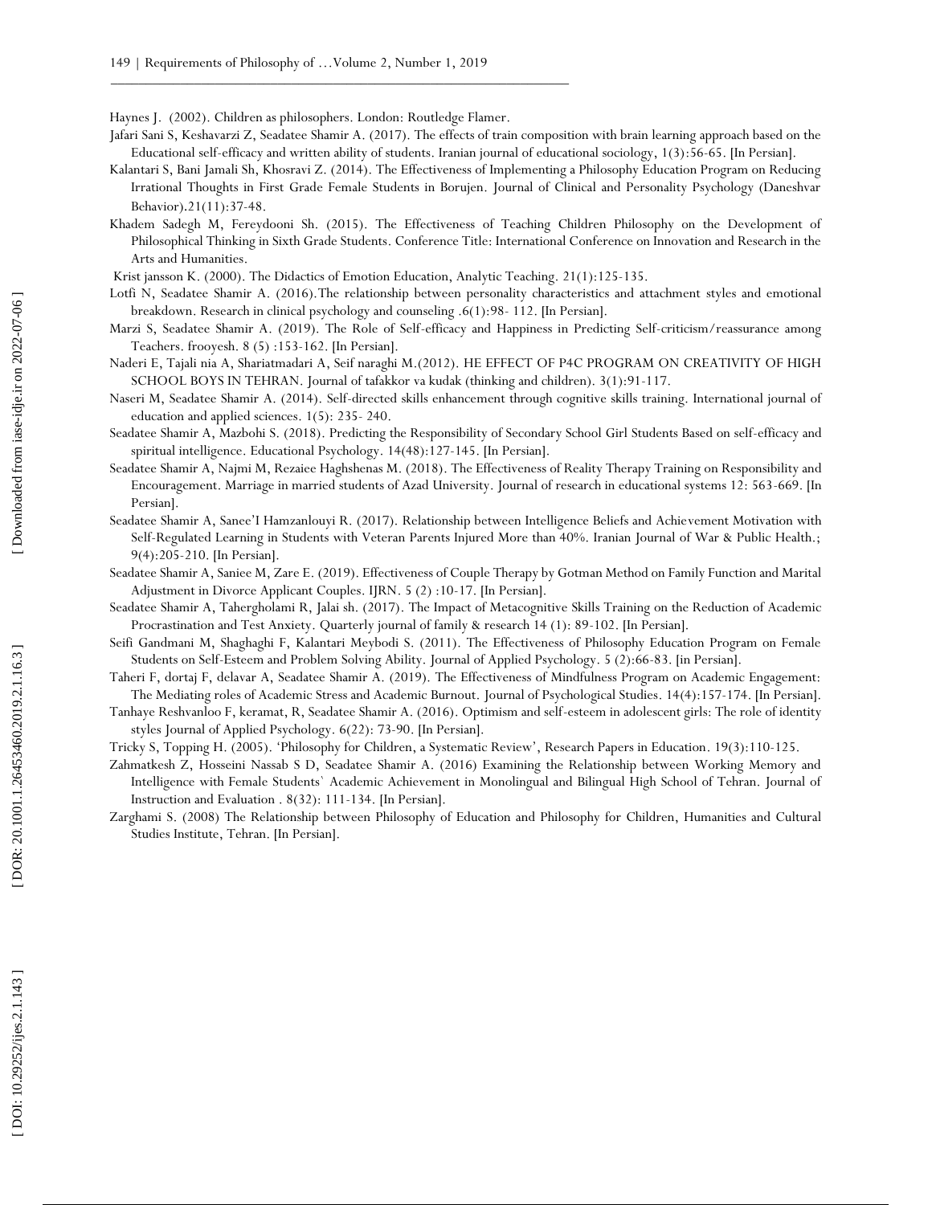Haynes J. (2002). Children as philosophers. London: Routledge Flamer.

Jafari Sani S, Keshavarzi Z, Seadatee Shamir A. (2017). The effects of train composition with brain learning approach based on the Educational self-efficacy and written ability of students. Iranian journal of educational sociology, 1(3):56-65. [In Persian].

Kalantari S, Bani Jamali Sh, Khosravi Z. (2014). The Effectiveness of Implementing a Philosophy Education Program on Reducing Irrational Thoughts in First Grade Female Students in Borujen. Journal of Clinical and Personality Psychology (Daneshvar Behavior).21(11):37-48.

Khadem Sadegh M, Fereydooni Sh. (2015). The Effectiveness of Teaching Children Philosophy on the Development of Philosophical Thinking in Sixth Grade Students. Conference Title: International Conference on Innovation and Research in the Arts and Humanities.

Krist jansson K. (2000). The Didactics of Emotion Education, Analytic Teaching. 21(1):125-135.

Lotfi N, Seadatee Shamir A. (2016).The relationship between personality characteristics and attachment styles and emotional breakdown. Research in clinical psychology and counseling .6(1):98- 112. [In Persian].

Marzi S, Seadatee Shamir A. (2019). The Role of Self-efficacy and Happiness in Predicting Self-criticism/reassurance among Teachers. frooyesh. 8 (5) :153-162. [In Persian].

Naderi E, Tajali nia A, Shariatmadari A, Seif naraghi M.(2012). HE EFFECT OF P4C PROGRAM ON CREATIVITY OF HIGH SCHOOL BOYS IN TEHRAN. Journal of tafakkor va kudak (thinking and children). 3(1):91-117.

Naseri M, Seadatee Shamir A. (2014). Self-directed skills enhancement through cognitive skills training. International journal of education and applied sciences. 1(5): 235- 240.

Seadatee Shamir A, Mazbohi S. (2018). Predicting the Responsibility of Secondary School Girl Students Based on self-efficacy and spiritual intelligence. Educational Psychology. 14(48):127-145. [In Persian].

Seadatee Shamir A, Najmi M, Rezaiee Haghshenas M. (2018). The Effectiveness of Reality Therapy Training on Responsibility and Encouragement. Marriage in married students of Azad University. Journal of research in educational systems 12: 563-669. [In Persian].

Seadatee Shamir A, Sanee'I Hamzanlouyi R. (2017). Relationship between Intelligence Beliefs and Achievement Motivation with Self-Regulated Learning in Students with Veteran Parents Injured More than 40%. Iranian Journal of War & Public Health.; 9(4):205-210. [In Persian].

Seadatee Shamir A, Saniee M, Zare E. (2019). Effectiveness of Couple Therapy by Gotman Method on Family Function and Marital Adjustment in Divorce Applicant Couples. IJRN. 5 (2) :10-17. [In Persian].

Seadatee Shamir A, Tahergholami R, Jalai sh. (2017). The Impact of Metacognitive Skills Training on the Reduction of Academic Procrastination and Test Anxiety. Quarterly journal of family & research 14 (1): 89-102. [In Persian].

Seifi Gandmani M, Shaghaghi F, Kalantari Meybodi S. (2011). The Effectiveness of Philosophy Education Program on Female Students on Self-Esteem and Problem Solving Ability. Journal of Applied Psychology. 5 (2):66-83. [in Persian].

Taheri F, dortaj F, delavar A, Seadatee Shamir A. (2019). The Effectiveness of Mindfulness Program on Academic Engagement: The Mediating roles of Academic Stress and Academic Burnout. Journal of Psychological Studies. 14(4):157-174. [In Persian].

Tanhaye Reshvanloo F, keramat, R, Seadatee Shamir A. (2016). Optimism and self-esteem in adolescent girls: The role of identity styles Journal of Applied Psychology. 6(22): 73-90. [In Persian].

Tricky S, Topping H. (2005). 'Philosophy for Children, a Systematic Review', Research Papers in Education. 19(3):110-125.

Zahmatkesh Z, Hosseini Nassab S D, Seadatee Shamir A. (2016) Examining the Relationship between Working Memory and Intelligence with Female Students` Academic Achievement in Monolingual and Bilingual High School of Tehran. Journal of Instruction and Evaluation . 8(32): 111-134. [In Persian].

Zarghami S. (2008) The Relationship between Philosophy of Education and Philosophy for Children, Humanities and Cultural Studies Institute, Tehran. [In Persian].